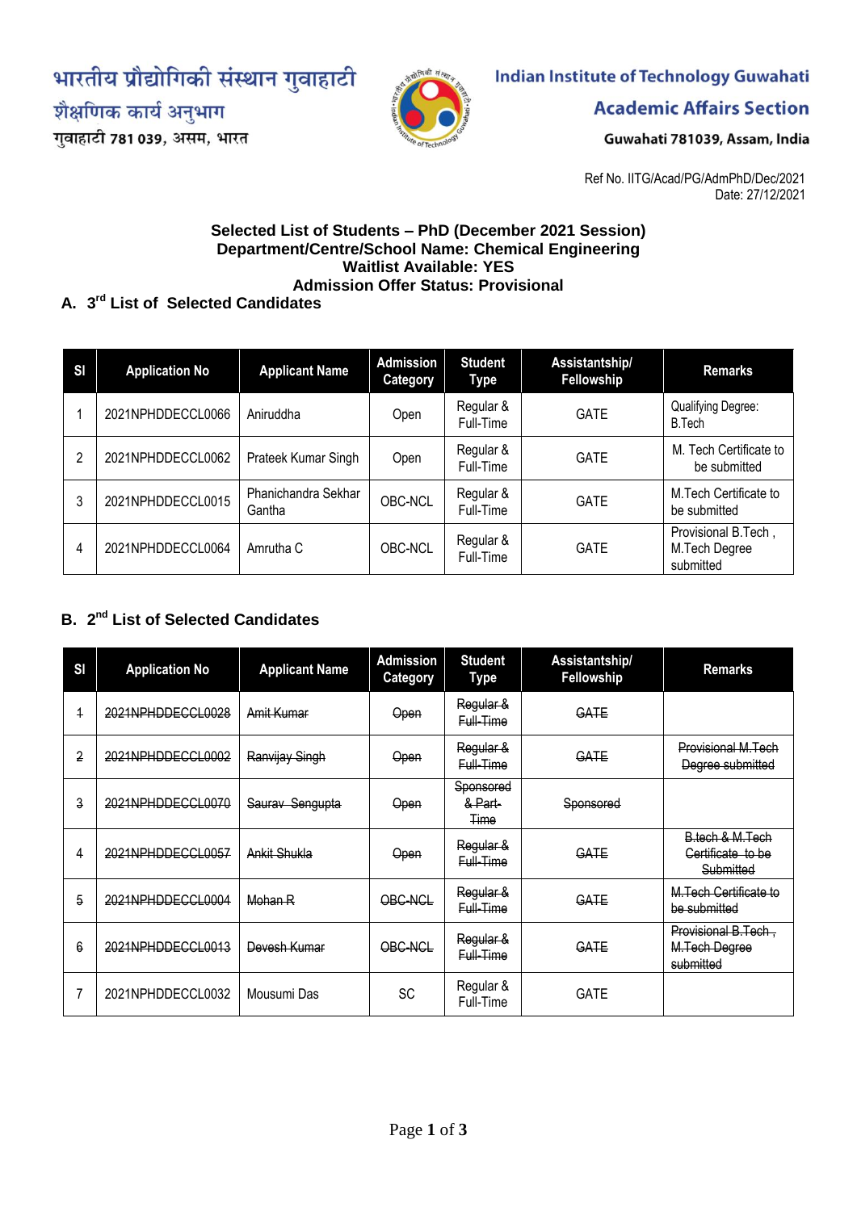भारतीय प्रौद्योगिकी संस्थान गुवाहाटी
शैक्षणिक कार्य अनुभाग
गुवाहाटी 781 039, असम, भारत

**Indian Institute of Technology Guwahati**
**Academic Affairs Section**
**Guwahati 781039, Assam, India**

Ref No. IITG/Acad/PG/AdmPhD/Dec/2021
Date: 27/12/2021

## Selected List of Students – PhD (December 2021 Session)
## Department/Centre/School Name: Chemical Engineering
## Waitlist Available: YES
## Admission Offer Status: Provisional

### A. 3rd List of Selected Candidates

| Sl | Application No | Applicant Name | Admission Category | Student Type | Assistantship/ Fellowship | Remarks |
|---|---|---|---|---|---|---|
| 1 | 2021NPHDDECCL0066 | Aniruddha | Open | Regular & Full-Time | GATE | Qualifying Degree: B.Tech |
| 2 | 2021NPHDDECCL0062 | Prateek Kumar Singh | Open | Regular & Full-Time | GATE | M. Tech Certificate to be submitted |
| 3 | 2021NPHDDECCL0015 | Phanichandra Sekhar Gantha | OBC-NCL | Regular & Full-Time | GATE | M.Tech Certificate to be submitted |
| 4 | 2021NPHDDECCL0064 | Amrutha C | OBC-NCL | Regular & Full-Time | GATE | Provisional B.Tech , M.Tech Degree submitted |

### B. 2nd List of Selected Candidates

| Sl | Application No | Applicant Name | Admission Category | Student Type | Assistantship/ Fellowship | Remarks |
|---|---|---|---|---|---|---|
| ~~1~~ | ~~2021NPHDDECCL0028~~ | ~~Amit Kumar~~ | ~~Open~~ | ~~Regular & Full-Time~~ | ~~GATE~~ | |
| ~~2~~ | ~~2021NPHDDECCL0002~~ | ~~Ranvijay Singh~~ | ~~Open~~ | ~~Regular & Full-Time~~ | ~~GATE~~ | ~~Provisional M.Tech Degree submitted~~ |
| ~~3~~ | ~~2021NPHDDECCL0070~~ | ~~Saurav Sengupta~~ | ~~Open~~ | ~~Sponsored & Part-Time~~ | ~~Sponsored~~ | |
| ~~4~~ | ~~2021NPHDDECCL0057~~ | ~~Ankit Shukla~~ | ~~Open~~ | ~~Regular & Full-Time~~ | ~~GATE~~ | ~~B.tech & M.Tech Certificate to be Submitted~~ |
| ~~5~~ | ~~2021NPHDDECCL0004~~ | ~~Mohan R~~ | ~~OBC-NCL~~ | ~~Regular & Full-Time~~ | ~~GATE~~ | ~~M.Tech Certificate to be submitted~~ |
| ~~6~~ | ~~2021NPHDDECCL0013~~ | ~~Devesh Kumar~~ | ~~OBC-NCL~~ | ~~Regular & Full-Time~~ | ~~GATE~~ | ~~Provisional B.Tech , M.Tech Degree submitted~~ |
| 7 | 2021NPHDDECCL0032 | Mousumi Das | SC | Regular & Full-Time | GATE | |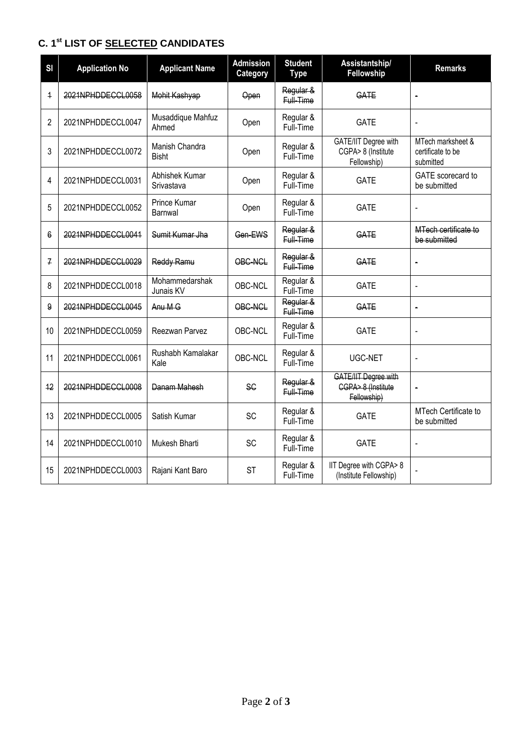### C. 1st LIST OF SELECTED CANDIDATES

| Sl | Application No | Applicant Name | Admission Category | Student Type | Assistantship/ Fellowship | Remarks |
|---|---|---|---|---|---|---|
| ~~1~~ | ~~2021NPHDDECCL0058~~ | ~~Mohit Kashyap~~ | ~~Open~~ | ~~Regular & Full-Time~~ | ~~GATE~~ | ~~-~~ |
| 2 | 2021NPHDDECCL0047 | Musaddique Mahfuz Ahmed | Open | Regular & Full-Time | GATE | - |
| 3 | 2021NPHDDECCL0072 | Manish Chandra Bisht | Open | Regular & Full-Time | GATE/IIT Degree with CGPA> 8 (Institute Fellowship) | MTech marksheet & certificate to be submitted |
| 4 | 2021NPHDDECCL0031 | Abhishek Kumar Srivastava | Open | Regular & Full-Time | GATE | GATE scorecard to be submitted |
| 5 | 2021NPHDDECCL0052 | Prince Kumar Barnwal | Open | Regular & Full-Time | GATE | - |
| ~~6~~ | ~~2021NPHDDECCL0041~~ | ~~Sumit Kumar Jha~~ | ~~Gen-EWS~~ | ~~Regular & Full-Time~~ | ~~GATE~~ | ~~MTech certificate to be submitted~~ |
| ~~7~~ | ~~2021NPHDDECCL0029~~ | ~~Reddy Ramu~~ | ~~OBC-NCL~~ | ~~Regular & Full-Time~~ | ~~GATE~~ | ~~-~~ |
| 8 | 2021NPHDDECCL0018 | Mohammedarshak Junais KV | OBC-NCL | Regular & Full-Time | GATE | - |
| ~~9~~ | ~~2021NPHDDECCL0045~~ | ~~Anu M G~~ | ~~OBC-NCL~~ | ~~Regular & Full-Time~~ | ~~GATE~~ | ~~-~~ |
| 10 | 2021NPHDDECCL0059 | Reezwan Parvez | OBC-NCL | Regular & Full-Time | GATE | - |
| 11 | 2021NPHDDECCL0061 | Rushabh Kamalakar Kale | OBC-NCL | Regular & Full-Time | UGC-NET | - |
| ~~12~~ | ~~2021NPHDDECCL0008~~ | ~~Danam Mahesh~~ | ~~SC~~ | ~~Regular & Full-Time~~ | ~~GATE/IIT Degree with CGPA> 8 (Institute Fellowship)~~ | ~~-~~ |
| 13 | 2021NPHDDECCL0005 | Satish Kumar | SC | Regular & Full-Time | GATE | MTech Certificate to be submitted |
| 14 | 2021NPHDDECCL0010 | Mukesh Bharti | SC | Regular & Full-Time | GATE | - |
| 15 | 2021NPHDDECCL0003 | Rajani Kant Baro | ST | Regular & Full-Time | IIT Degree with CGPA> 8 (Institute Fellowship) | - |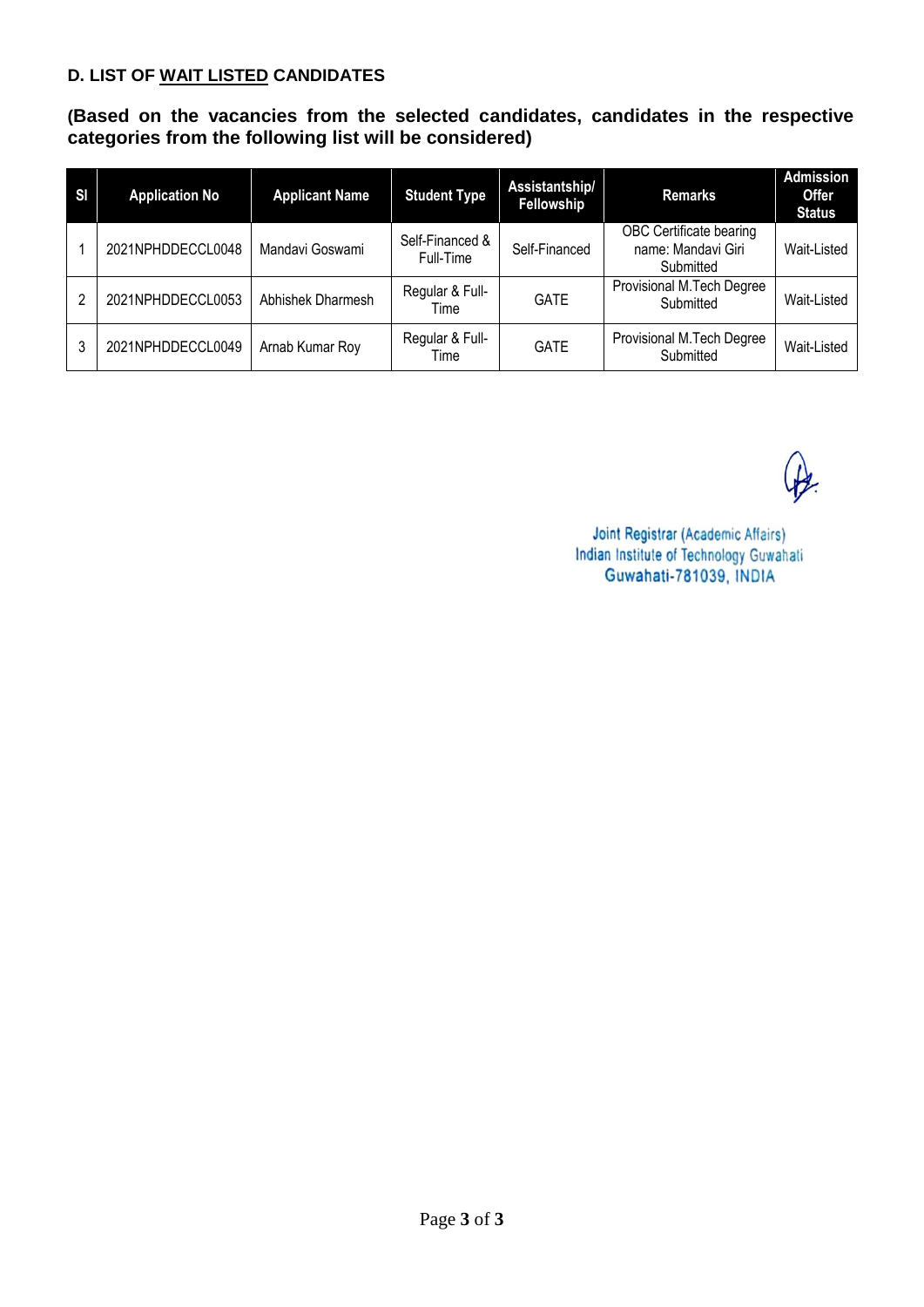**D. LIST OF WAIT LISTED CANDIDATES**

**(Based on the vacancies from the selected candidates, candidates in the respective categories from the following list will be considered)**

| Sl | Application No | Applicant Name | Student Type | Assistantship/ Fellowship | Remarks | Admission Offer Status |
|---|---|---|---|---|---|---|
| 1 | 2021NPHDDECCL0048 | Mandavi Goswami | Self-Financed & Full-Time | Self-Financed | OBC Certificate bearing name: Mandavi Giri Submitted | Wait-Listed |
| 2 | 2021NPHDDECCL0053 | Abhishek Dharmesh | Regular & Full-Time | GATE | Provisional M.Tech Degree Submitted | Wait-Listed |
| 3 | 2021NPHDDECCL0049 | Arnab Kumar Roy | Regular & Full-Time | GATE | Provisional M.Tech Degree Submitted | Wait-Listed |

Joint Registrar (Academic Affairs)
Indian Institute of Technology Guwahati
Guwahati-781039, INDIA